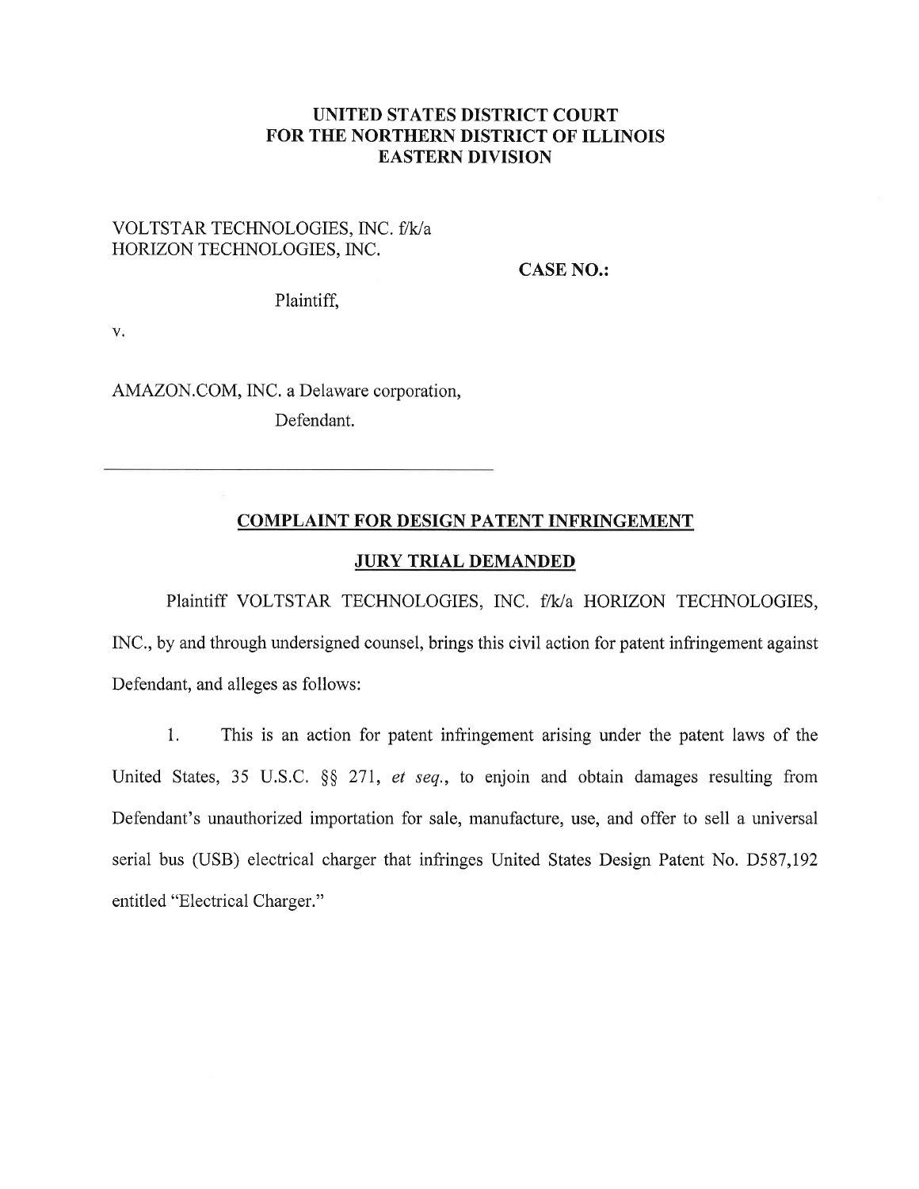**UNITED STATES DISTRICT COURT**
**FOR THE NORTHERN DISTRICT OF ILLINOIS**
**EASTERN DIVISION**

VOLTSTAR TECHNOLOGIES, INC. f/k/a
HORIZON TECHNOLOGIES, INC.

Plaintiff,

**CASE NO.:**

v.

AMAZON.COM, INC. a Delaware corporation,

Defendant.

---

## COMPLAINT FOR DESIGN PATENT INFRINGEMENT

## JURY TRIAL DEMANDED

Plaintiff VOLTSTAR TECHNOLOGIES, INC. f/k/a HORIZON TECHNOLOGIES, INC., by and through undersigned counsel, brings this civil action for patent infringement against Defendant, and alleges as follows:

1. This is an action for patent infringement arising under the patent laws of the United States, 35 U.S.C. §§ 271, *et seq.*, to enjoin and obtain damages resulting from Defendant's unauthorized importation for sale, manufacture, use, and offer to sell a universal serial bus (USB) electrical charger that infringes United States Design Patent No. D587,192 entitled "Electrical Charger."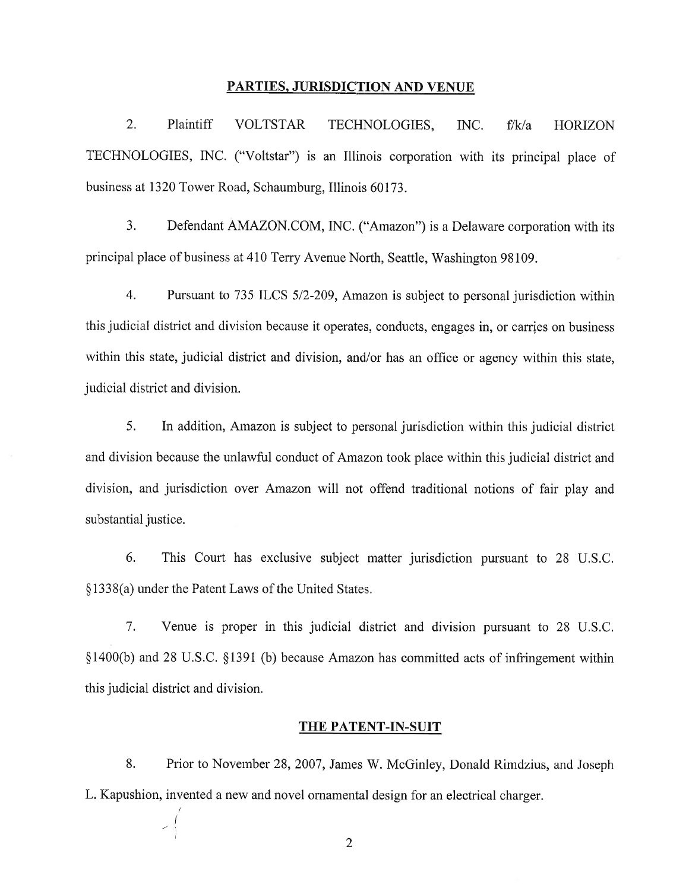## PARTIES, JURISDICTION AND VENUE

2. Plaintiff VOLTSTAR TECHNOLOGIES, INC. f/k/a HORIZON TECHNOLOGIES, INC. ("Voltstar") is an Illinois corporation with its principal place of business at 1320 Tower Road, Schaumburg, Illinois 60173.

3. Defendant AMAZON.COM, INC. ("Amazon") is a Delaware corporation with its principal place of business at 410 Terry Avenue North, Seattle, Washington 98109.

4. Pursuant to 735 ILCS 5/2-209, Amazon is subject to personal jurisdiction within this judicial district and division because it operates, conducts, engages in, or carries on business within this state, judicial district and division, and/or has an office or agency within this state, judicial district and division.

5. In addition, Amazon is subject to personal jurisdiction within this judicial district and division because the unlawful conduct of Amazon took place within this judicial district and division, and jurisdiction over Amazon will not offend traditional notions of fair play and substantial justice.

6. This Court has exclusive subject matter jurisdiction pursuant to 28 U.S.C. §1338(a) under the Patent Laws of the United States.

7. Venue is proper in this judicial district and division pursuant to 28 U.S.C. §1400(b) and 28 U.S.C. §1391 (b) because Amazon has committed acts of infringement within this judicial district and division.

## THE PATENT-IN-SUIT

8. Prior to November 28, 2007, James W. McGinley, Donald Rimdzius, and Joseph L. Kapushion, invented a new and novel ornamental design for an electrical charger.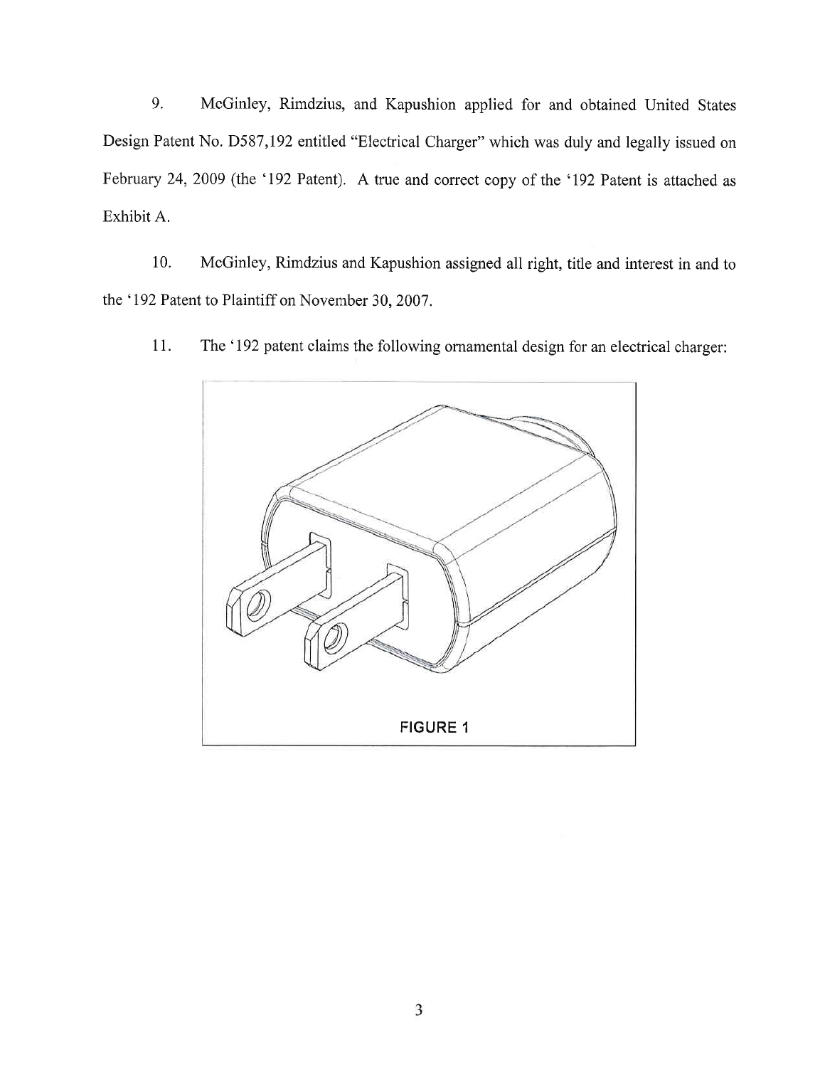9. McGinley, Rimdzius, and Kapushion applied for and obtained United States Design Patent No. D587,192 entitled "Electrical Charger" which was duly and legally issued on February 24, 2009 (the '192 Patent). A true and correct copy of the '192 Patent is attached as Exhibit A.

10. McGinley, Rimdzius and Kapushion assigned all right, title and interest in and to the '192 Patent to Plaintiff on November 30, 2007.

11. The '192 patent claims the following ornamental design for an electrical charger:

FIGURE 1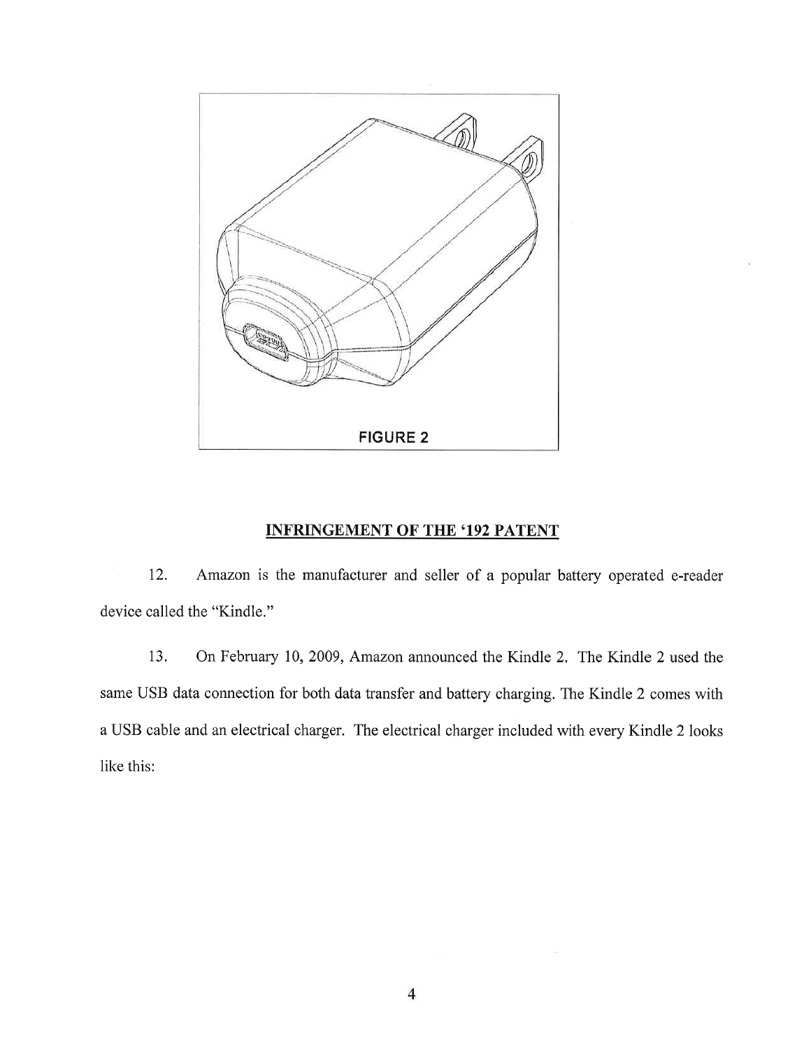FIGURE 2

## INFRINGEMENT OF THE '192 PATENT

12. Amazon is the manufacturer and seller of a popular battery operated e-reader device called the "Kindle."

13. On February 10, 2009, Amazon announced the Kindle 2. The Kindle 2 used the same USB data connection for both data transfer and battery charging. The Kindle 2 comes with a USB cable and an electrical charger. The electrical charger included with every Kindle 2 looks like this: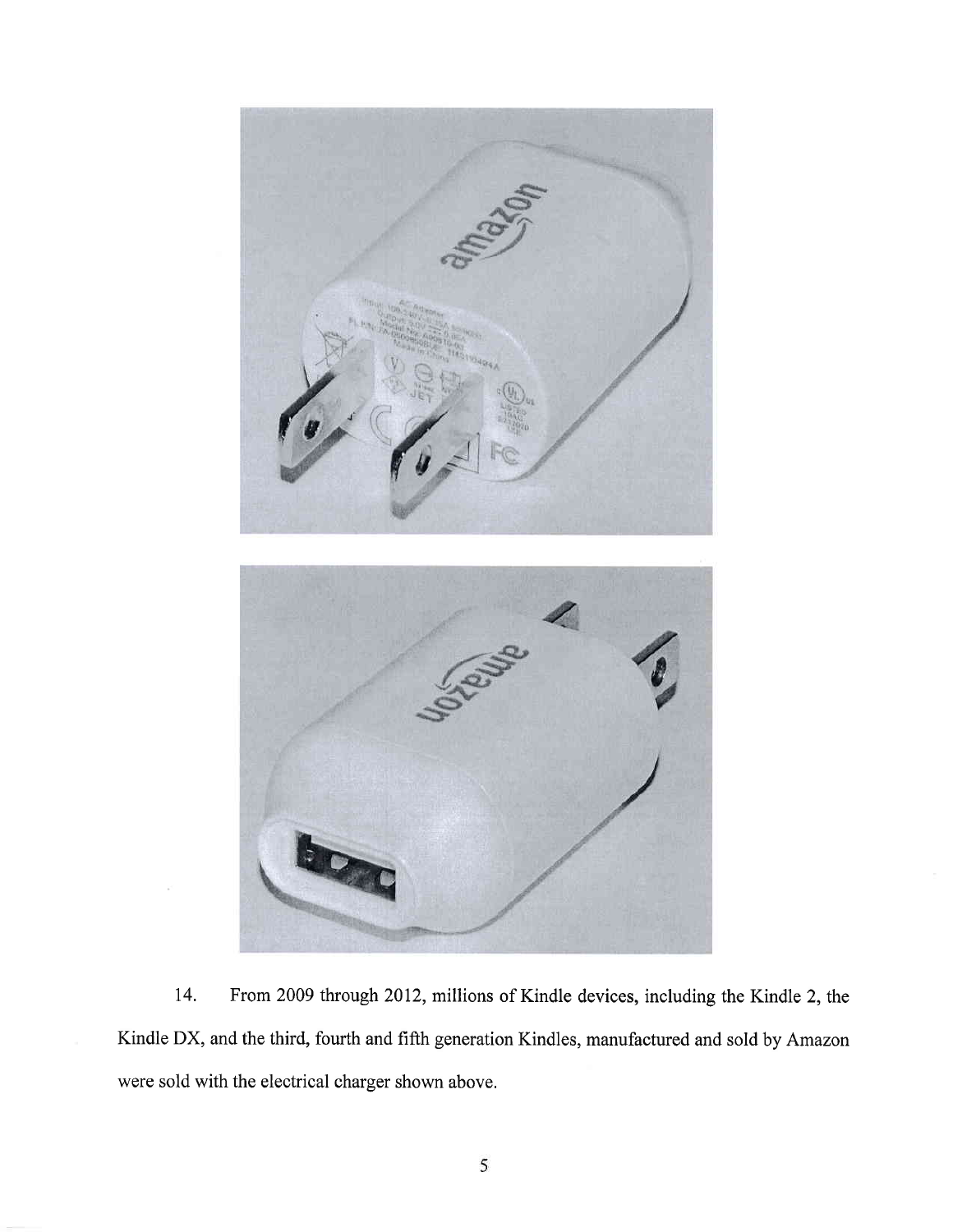14. From 2009 through 2012, millions of Kindle devices, including the Kindle 2, the Kindle DX, and the third, fourth and fifth generation Kindles, manufactured and sold by Amazon were sold with the electrical charger shown above.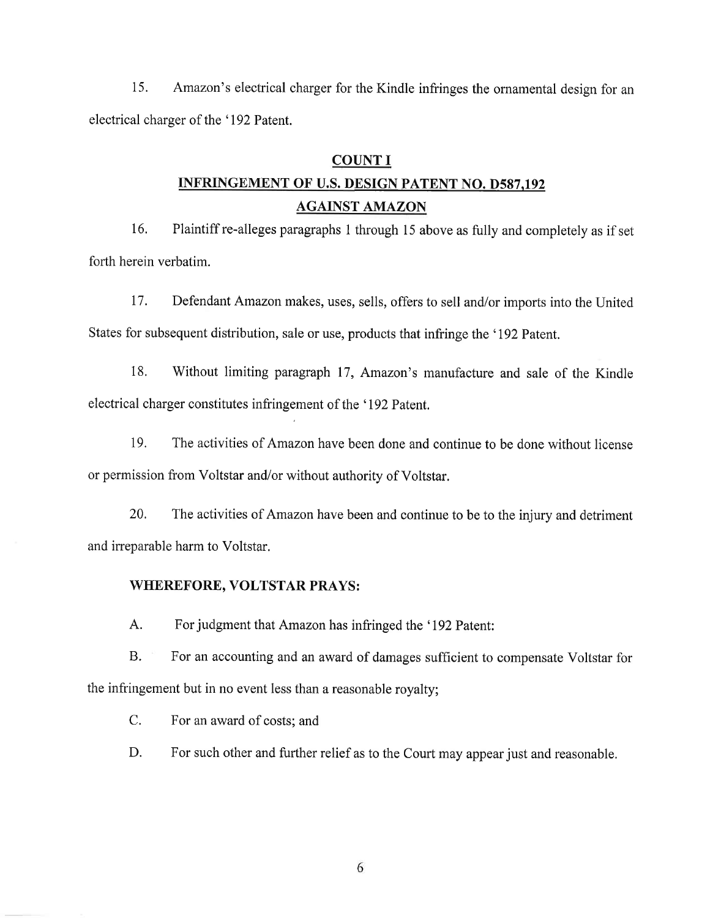15. Amazon's electrical charger for the Kindle infringes the ornamental design for an electrical charger of the '192 Patent.

## COUNT I

## INFRINGEMENT OF U.S. DESIGN PATENT NO. D587,192 AGAINST AMAZON

16. Plaintiff re-alleges paragraphs 1 through 15 above as fully and completely as if set forth herein verbatim.

17. Defendant Amazon makes, uses, sells, offers to sell and/or imports into the United States for subsequent distribution, sale or use, products that infringe the '192 Patent.

18. Without limiting paragraph 17, Amazon's manufacture and sale of the Kindle electrical charger constitutes infringement of the '192 Patent.

19. The activities of Amazon have been done and continue to be done without license or permission from Voltstar and/or without authority of Voltstar.

20. The activities of Amazon have been and continue to be to the injury and detriment and irreparable harm to Voltstar.

**WHEREFORE, VOLTSTAR PRAYS:**

A. For judgment that Amazon has infringed the '192 Patent:

B. For an accounting and an award of damages sufficient to compensate Voltstar for the infringement but in no event less than a reasonable royalty;

C. For an award of costs; and

D. For such other and further relief as to the Court may appear just and reasonable.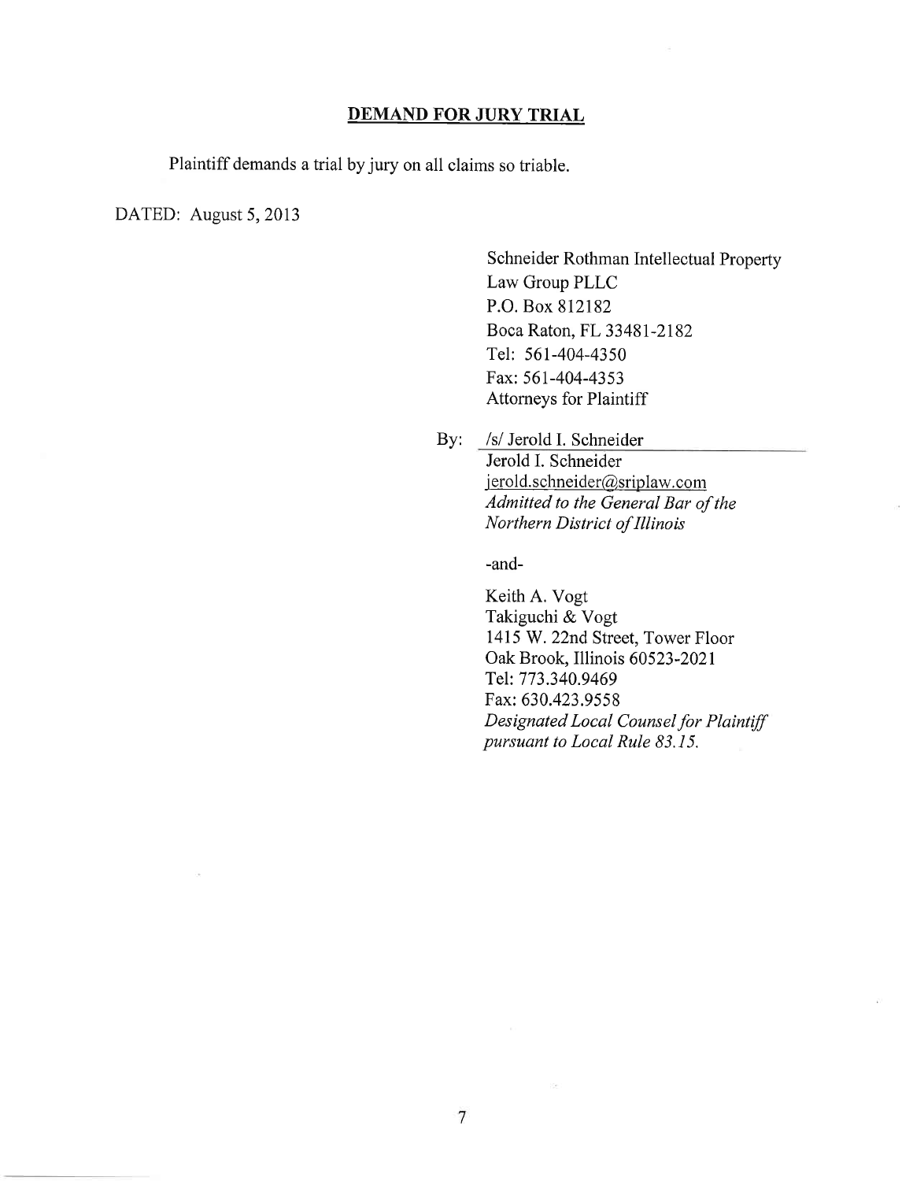## **DEMAND FOR JURY TRIAL**

Plaintiff demands a trial by jury on all claims so triable.

DATED: August 5, 2013

Schneider Rothman Intellectual Property
Law Group PLLC
P.O. Box 812182
Boca Raton, FL 33481-2182
Tel: 561-404-4350
Fax: 561-404-4353
Attorneys for Plaintiff

By: /s/ Jerold I. Schneider
Jerold I. Schneider
jerold.schneider@sriplaw.com
*Admitted to the General Bar of the Northern District of Illinois*

-and-

Keith A. Vogt
Takiguchi & Vogt
1415 W. 22nd Street, Tower Floor
Oak Brook, Illinois 60523-2021
Tel: 773.340.9469
Fax: 630.423.9558
*Designated Local Counsel for Plaintiff pursuant to Local Rule 83.15.*